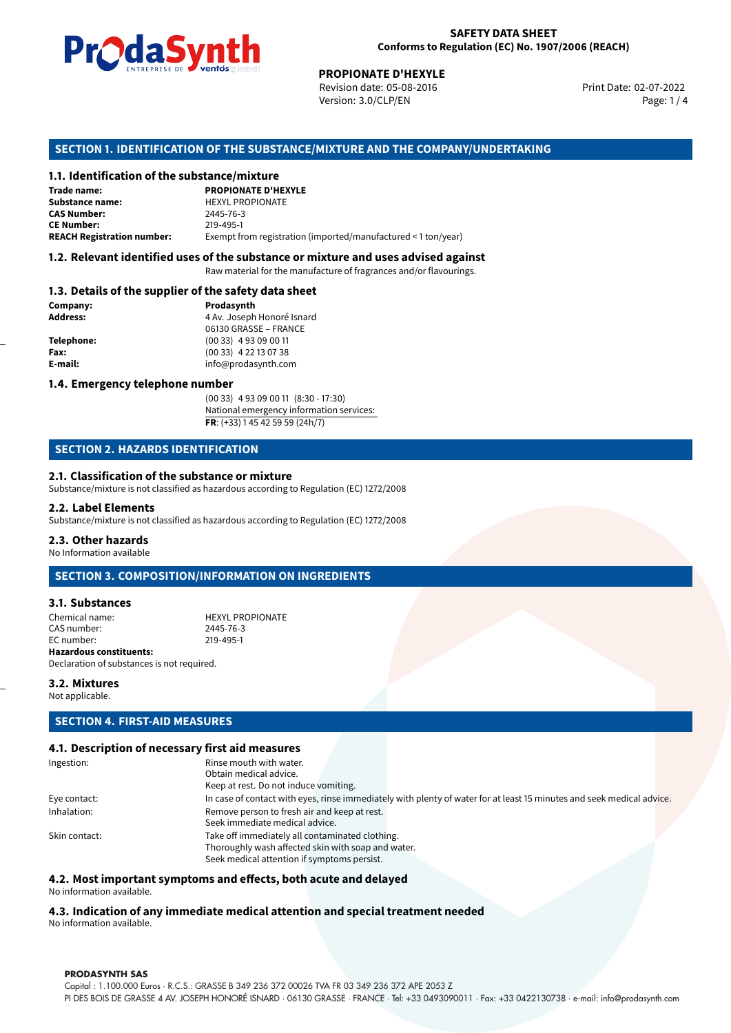**SAFETY DATA SHEET**
**Conforms to Regulation (EC) No. 1907/2006 (REACH)**

**PROPIONATE D'HEXYLE**
Revision date: 05-08-2016
Version: 3.0/CLP/EN
Print Date: 02-07-2022

## SECTION 1. IDENTIFICATION OF THE SUBSTANCE/MIXTURE AND THE COMPANY/UNDERTAKING

### 1.1. Identification of the substance/mixture

| | |
|---|---|
| **Trade name:** | **PROPIONATE D'HEXYLE** |
| **Substance name:** | HEXYL PROPIONATE |
| **CAS Number:** | 2445-76-3 |
| **CE Number:** | 219-495-1 |
| **REACH Registration number:** | Exempt from registration (imported/manufactured < 1 ton/year) |

### 1.2. Relevant identified uses of the substance or mixture and uses advised against

Raw material for the manufacture of fragrances and/or flavourings.

### 1.3. Details of the supplier of the safety data sheet

| | |
|---|---|
| **Company:** | **Prodasynth** |
| **Address:** | 4 Av. Joseph Honoré Isnard<br>06130 GRASSE – FRANCE |
| **Telephone:** | (00 33) 4 93 09 00 11 |
| **Fax:** | (00 33) 4 22 13 07 38 |
| **E-mail:** | info@prodasynth.com |

### 1.4. Emergency telephone number

(00 33) 4 93 09 00 11 (8:30 - 17:30)
National emergency information services:
**FR**: (+33) 1 45 42 59 59 (24h/7)

## SECTION 2. HAZARDS IDENTIFICATION

### 2.1. Classification of the substance or mixture

Substance/mixture is not classified as hazardous according to Regulation (EC) 1272/2008

### 2.2. Label Elements

Substance/mixture is not classified as hazardous according to Regulation (EC) 1272/2008

### 2.3. Other hazards

No Information available

## SECTION 3. COMPOSITION/INFORMATION ON INGREDIENTS

### 3.1. Substances

| | |
|---|---|
| Chemical name: | HEXYL PROPIONATE |
| CAS number: | 2445-76-3 |
| EC number: | 219-495-1 |

**Hazardous constituents:**
Declaration of substances is not required.

### 3.2. Mixtures

Not applicable.

## SECTION 4. FIRST-AID MEASURES

### 4.1. Description of necessary first aid measures

| | |
|---|---|
| Ingestion: | Rinse mouth with water.<br>Obtain medical advice.<br>Keep at rest. Do not induce vomiting. |
| Eye contact: | In case of contact with eyes, rinse immediately with plenty of water for at least 15 minutes and seek medical advice. |
| Inhalation: | Remove person to fresh air and keep at rest.<br>Seek immediate medical advice. |
| Skin contact: | Take off immediately all contaminated clothing.<br>Thoroughly wash affected skin with soap and water.<br>Seek medical attention if symptoms persist. |

### 4.2. Most important symptoms and effects, both acute and delayed

No information available.

### 4.3. Indication of any immediate medical attention and special treatment needed

No information available.

**PRODASYNTH SAS**
Capital : 1.100.000 Euros · R.C.S.: GRASSE B 349 236 372 00026 TVA FR 03 349 236 372 APE 2053 Z
PI DES BOIS DE GRASSE 4 AV. JOSEPH HONORÉ ISNARD · 06130 GRASSE · FRANCE · Tel: +33 0493090011 · Fax: +33 0422130738 · e-mail: info@prodasynth.com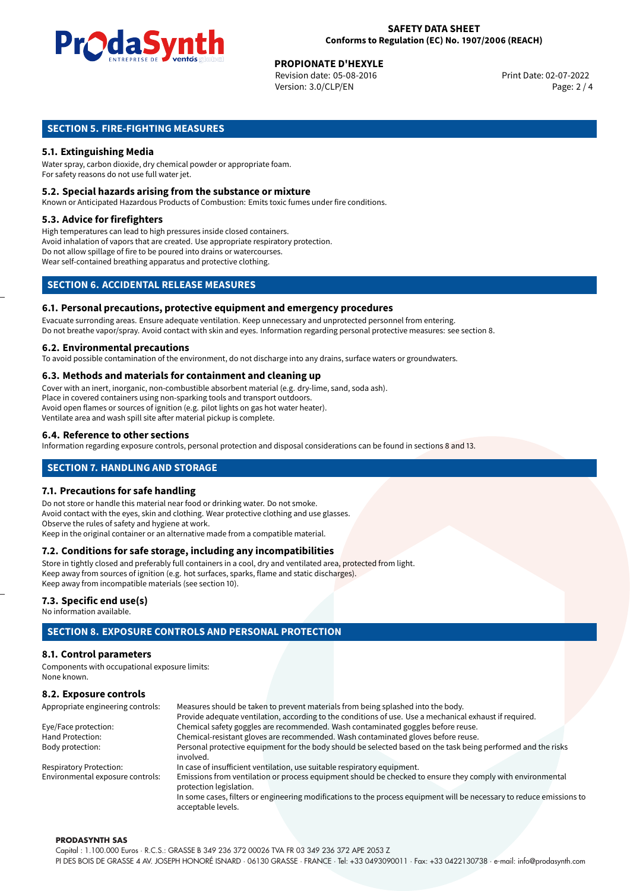## SECTION 5. FIRE-FIGHTING MEASURES

### 5.1. Extinguishing Media

Water spray, carbon dioxide, dry chemical powder or appropriate foam.
For safety reasons do not use full water jet.

### 5.2. Special hazards arising from the substance or mixture

Known or Anticipated Hazardous Products of Combustion: Emits toxic fumes under fire conditions.

### 5.3. Advice for firefighters

High temperatures can lead to high pressures inside closed containers.
Avoid inhalation of vapors that are created. Use appropriate respiratory protection.
Do not allow spillage of fire to be poured into drains or watercourses.
Wear self-contained breathing apparatus and protective clothing.

## SECTION 6. ACCIDENTAL RELEASE MEASURES

### 6.1. Personal precautions, protective equipment and emergency procedures

Evacuate surrounding areas. Ensure adequate ventilation. Keep unnecessary and unprotected personnel from entering.
Do not breathe vapor/spray. Avoid contact with skin and eyes. Information regarding personal protective measures: see section 8.

### 6.2. Environmental precautions

To avoid possible contamination of the environment, do not discharge into any drains, surface waters or groundwaters.

### 6.3. Methods and materials for containment and cleaning up

Cover with an inert, inorganic, non-combustible absorbent material (e.g. dry-lime, sand, soda ash).
Place in covered containers using non-sparking tools and transport outdoors.
Avoid open flames or sources of ignition (e.g. pilot lights on gas hot water heater).
Ventilate area and wash spill site after material pickup is complete.

### 6.4. Reference to other sections

Information regarding exposure controls, personal protection and disposal considerations can be found in sections 8 and 13.

## SECTION 7. HANDLING AND STORAGE

### 7.1. Precautions for safe handling

Do not store or handle this material near food or drinking water. Do not smoke.
Avoid contact with the eyes, skin and clothing. Wear protective clothing and use glasses.
Observe the rules of safety and hygiene at work.
Keep in the original container or an alternative made from a compatible material.

### 7.2. Conditions for safe storage, including any incompatibilities

Store in tightly closed and preferably full containers in a cool, dry and ventilated area, protected from light.
Keep away from sources of ignition (e.g. hot surfaces, sparks, flame and static discharges).
Keep away from incompatible materials (see section 10).

### 7.3. Specific end use(s)

No information available.

## SECTION 8. EXPOSURE CONTROLS AND PERSONAL PROTECTION

### 8.1. Control parameters

Components with occupational exposure limits:
None known.

### 8.2. Exposure controls

| | |
|---|---|
| Appropriate engineering controls: | Measures should be taken to prevent materials from being splashed into the body. Provide adequate ventilation, according to the conditions of use. Use a mechanical exhaust if required. |
| Eye/Face protection: | Chemical safety goggles are recommended. Wash contaminated goggles before reuse. |
| Hand Protection: | Chemical-resistant gloves are recommended. Wash contaminated gloves before reuse. |
| Body protection: | Personal protective equipment for the body should be selected based on the task being performed and the risks involved. |
| Respiratory Protection: | In case of insufficient ventilation, use suitable respiratory equipment. |
| Environmental exposure controls: | Emissions from ventilation or process equipment should be checked to ensure they comply with environmental protection legislation. In some cases, filters or engineering modifications to the process equipment will be necessary to reduce emissions to acceptable levels. |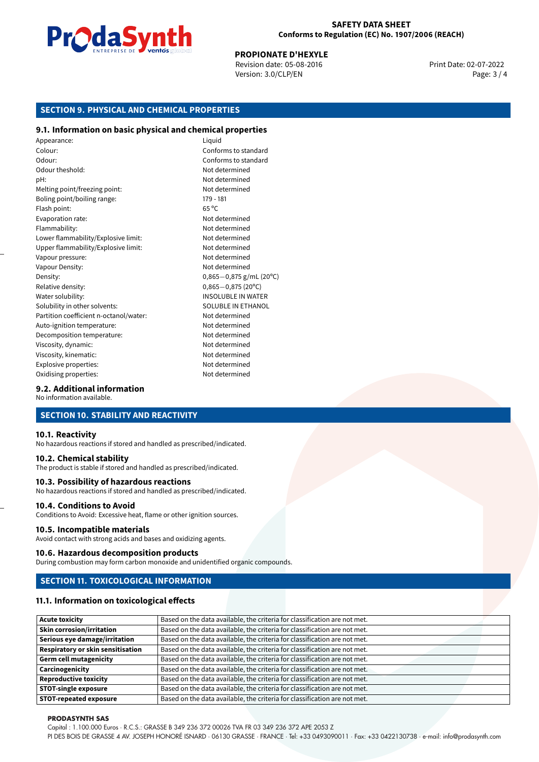## SECTION 9. PHYSICAL AND CHEMICAL PROPERTIES

### 9.1. Information on basic physical and chemical properties

| | |
|---|---|
| Appearance: | Liquid |
| Colour: | Conforms to standard |
| Odour: | Conforms to standard |
| Odour theshold: | Not determined |
| pH: | Not determined |
| Melting point/freezing point: | Not determined |
| Boling point/boiling range: | 179 - 181 |
| Flash point: | 65 °C |
| Evaporation rate: | Not determined |
| Flammability: | Not determined |
| Lower flammability/Explosive limit: | Not determined |
| Upper flammability/Explosive limit: | Not determined |
| Vapour pressure: | Not determined |
| Vapour Density: | Not determined |
| Density: | 0,865−0,875 g/mL (20°C) |
| Relative density: | 0,865−0,875 (20°C) |
| Water solubility: | INSOLUBLE IN WATER |
| Solubility in other solvents: | SOLUBLE IN ETHANOL |
| Partition coefficient n-octanol/water: | Not determined |
| Auto-ignition temperature: | Not determined |
| Decomposition temperature: | Not determined |
| Viscosity, dynamic: | Not determined |
| Viscosity, kinematic: | Not determined |
| Explosive properties: | Not determined |
| Oxidising properties: | Not determined |

### 9.2. Additional information

No information available.

## SECTION 10. STABILITY AND REACTIVITY

### 10.1. Reactivity

No hazardous reactions if stored and handled as prescribed/indicated.

### 10.2. Chemical stability

The product is stable if stored and handled as prescribed/indicated.

### 10.3. Possibility of hazardous reactions

No hazardous reactions if stored and handled as prescribed/indicated.

### 10.4. Conditions to Avoid

Conditions to Avoid: Excessive heat, flame or other ignition sources.

### 10.5. Incompatible materials

Avoid contact with strong acids and bases and oxidizing agents.

### 10.6. Hazardous decomposition products

During combustion may form carbon monoxide and unidentified organic compounds.

## SECTION 11. TOXICOLOGICAL INFORMATION

### 11.1. Information on toxicological effects

| | |
|---|---|
| **Acute toxicity** | Based on the data available, the criteria for classification are not met. |
| **Skin corrosion/irritation** | Based on the data available, the criteria for classification are not met. |
| **Serious eye damage/irritation** | Based on the data available, the criteria for classification are not met. |
| **Respiratory or skin sensitisation** | Based on the data available, the criteria for classification are not met. |
| **Germ cell mutagenicity** | Based on the data available, the criteria for classification are not met. |
| **Carcinogenicity** | Based on the data available, the criteria for classification are not met. |
| **Reproductive toxicity** | Based on the data available, the criteria for classification are not met. |
| **STOT-single exposure** | Based on the data available, the criteria for classification are not met. |
| **STOT-repeated exposure** | Based on the data available, the criteria for classification are not met. |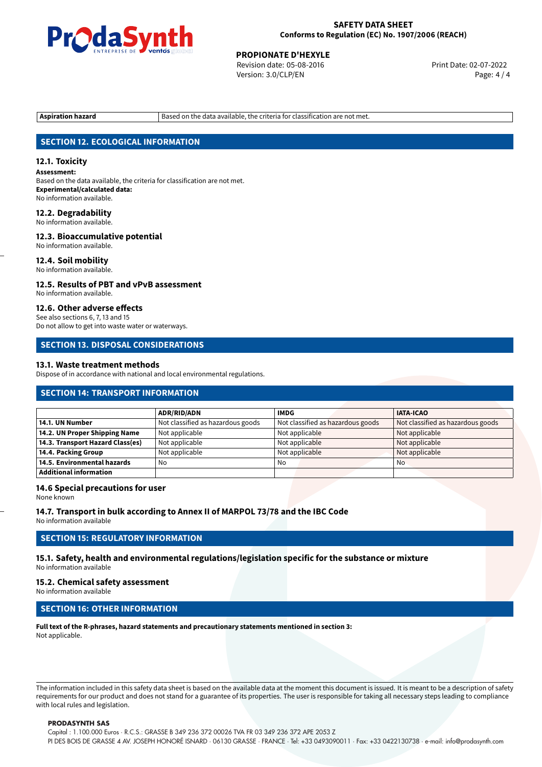| | |
|---|---|
| **Aspiration hazard** | Based on the data available, the criteria for classification are not met. |

## SECTION 12. ECOLOGICAL INFORMATION

### 12.1. Toxicity

**Assessment:**
Based on the data available, the criteria for classification are not met.
**Experimental/calculated data:**
No information available.

### 12.2. Degradability

No information available.

### 12.3. Bioaccumulative potential

No information available.

### 12.4. Soil mobility

No information available.

### 12.5. Results of PBT and vPvB assessment

No information available.

### 12.6. Other adverse effects

See also sections 6, 7, 13 and 15
Do not allow to get into waste water or waterways.

## SECTION 13. DISPOSAL CONSIDERATIONS

### 13.1. Waste treatment methods

Dispose of in accordance with national and local environmental regulations.

## SECTION 14: TRANSPORT INFORMATION

| | ADR/RID/ADN | IMDG | IATA-ICAO |
|---|---|---|---|
| **14.1. UN Number** | Not classified as hazardous goods | Not classified as hazardous goods | Not classified as hazardous goods |
| **14.2. UN Proper Shipping Name** | Not applicable | Not applicable | Not applicable |
| **14.3. Transport Hazard Class(es)** | Not applicable | Not applicable | Not applicable |
| **14.4. Packing Group** | Not applicable | Not applicable | Not applicable |
| **14.5. Environmental hazards** | No | No | No |
| **Additional information** | | | |

### 14.6 Special precautions for user

None known

### 14.7. Transport in bulk according to Annex II of MARPOL 73/78 and the IBC Code

No information available

## SECTION 15: REGULATORY INFORMATION

### 15.1. Safety, health and environmental regulations/legislation specific for the substance or mixture

No information available

### 15.2. Chemical safety assessment

No information available

## SECTION 16: OTHER INFORMATION

**Full text of the R-phrases, hazard statements and precautionary statements mentioned in section 3:**
Not applicable.

The information included in this safety data sheet is based on the available data at the moment this document is issued. It is meant to be a description of safety requirements for our product and does not stand for a guarantee of its properties. The user is responsible for taking all necessary steps leading to compliance with local rules and legislation.

**PRODASYNTH SAS**
Capital : 1.100.000 Euros · R.C.S.: GRASSE B 349 236 372 00026 TVA FR 03 349 236 372 APE 2053 Z
PI DES BOIS DE GRASSE 4 AV. JOSEPH HONORÉ ISNARD · 06130 GRASSE · FRANCE · Tel: +33 0493090011 · Fax: +33 0422130738 · e-mail: info@prodasynth.com